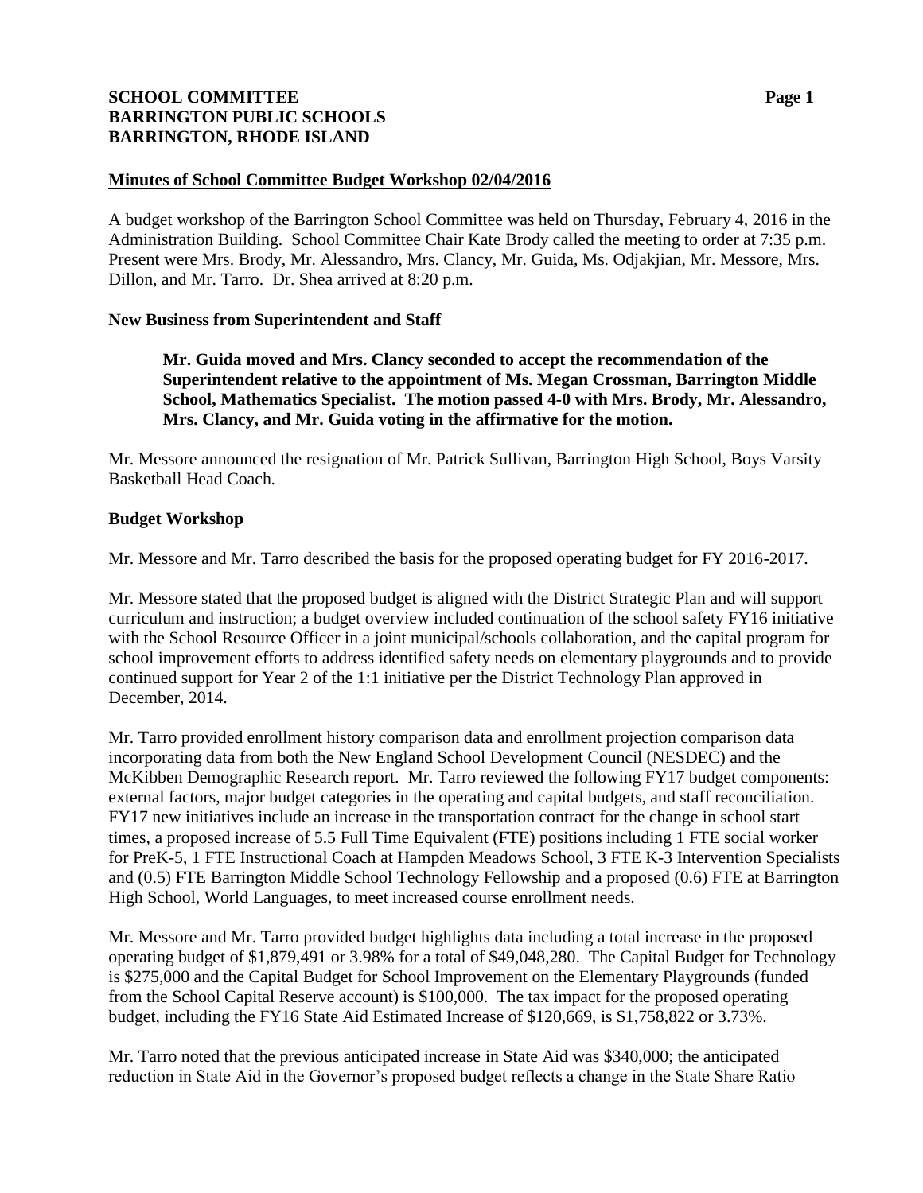**SCHOOL COMMITTEE**
**BARRINGTON PUBLIC SCHOOLS**
**BARRINGTON, RHODE ISLAND**

**Minutes of School Committee Budget Workshop 02/04/2016**

A budget workshop of the Barrington School Committee was held on Thursday, February 4, 2016 in the Administration Building. School Committee Chair Kate Brody called the meeting to order at 7:35 p.m. Present were Mrs. Brody, Mr. Alessandro, Mrs. Clancy, Mr. Guida, Ms. Odjakjian, Mr. Messore, Mrs. Dillon, and Mr. Tarro. Dr. Shea arrived at 8:20 p.m.

**New Business from Superintendent and Staff**

> **Mr. Guida moved and Mrs. Clancy seconded to accept the recommendation of the Superintendent relative to the appointment of Ms. Megan Crossman, Barrington Middle School, Mathematics Specialist. The motion passed 4-0 with Mrs. Brody, Mr. Alessandro, Mrs. Clancy, and Mr. Guida voting in the affirmative for the motion.**

Mr. Messore announced the resignation of Mr. Patrick Sullivan, Barrington High School, Boys Varsity Basketball Head Coach.

**Budget Workshop**

Mr. Messore and Mr. Tarro described the basis for the proposed operating budget for FY 2016-2017.

Mr. Messore stated that the proposed budget is aligned with the District Strategic Plan and will support curriculum and instruction; a budget overview included continuation of the school safety FY16 initiative with the School Resource Officer in a joint municipal/schools collaboration, and the capital program for school improvement efforts to address identified safety needs on elementary playgrounds and to provide continued support for Year 2 of the 1:1 initiative per the District Technology Plan approved in December, 2014.

Mr. Tarro provided enrollment history comparison data and enrollment projection comparison data incorporating data from both the New England School Development Council (NESDEC) and the McKibben Demographic Research report. Mr. Tarro reviewed the following FY17 budget components: external factors, major budget categories in the operating and capital budgets, and staff reconciliation. FY17 new initiatives include an increase in the transportation contract for the change in school start times, a proposed increase of 5.5 Full Time Equivalent (FTE) positions including 1 FTE social worker for PreK-5, 1 FTE Instructional Coach at Hampden Meadows School, 3 FTE K-3 Intervention Specialists and (0.5) FTE Barrington Middle School Technology Fellowship and a proposed (0.6) FTE at Barrington High School, World Languages, to meet increased course enrollment needs.

Mr. Messore and Mr. Tarro provided budget highlights data including a total increase in the proposed operating budget of $1,879,491 or 3.98% for a total of $49,048,280. The Capital Budget for Technology is $275,000 and the Capital Budget for School Improvement on the Elementary Playgrounds (funded from the School Capital Reserve account) is $100,000. The tax impact for the proposed operating budget, including the FY16 State Aid Estimated Increase of $120,669, is $1,758,822 or 3.73%.

Mr. Tarro noted that the previous anticipated increase in State Aid was $340,000; the anticipated reduction in State Aid in the Governor's proposed budget reflects a change in the State Share Ratio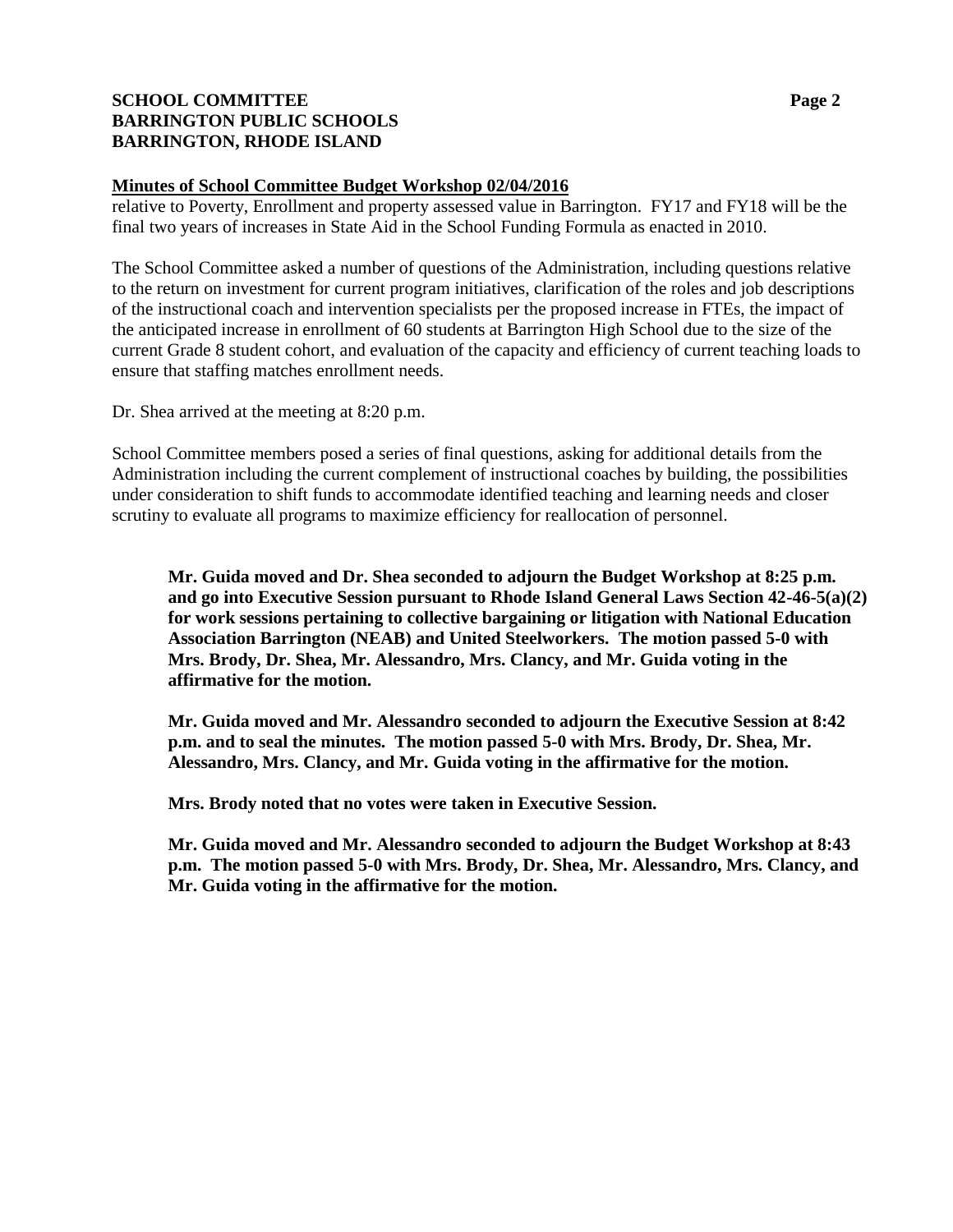**Minutes of School Committee Budget Workshop 02/04/2016**

relative to Poverty, Enrollment and property assessed value in Barrington. FY17 and FY18 will be the final two years of increases in State Aid in the School Funding Formula as enacted in 2010.

The School Committee asked a number of questions of the Administration, including questions relative to the return on investment for current program initiatives, clarification of the roles and job descriptions of the instructional coach and intervention specialists per the proposed increase in FTEs, the impact of the anticipated increase in enrollment of 60 students at Barrington High School due to the size of the current Grade 8 student cohort, and evaluation of the capacity and efficiency of current teaching loads to ensure that staffing matches enrollment needs.

Dr. Shea arrived at the meeting at 8:20 p.m.

School Committee members posed a series of final questions, asking for additional details from the Administration including the current complement of instructional coaches by building, the possibilities under consideration to shift funds to accommodate identified teaching and learning needs and closer scrutiny to evaluate all programs to maximize efficiency for reallocation of personnel.

**Mr. Guida moved and Dr. Shea seconded to adjourn the Budget Workshop at 8:25 p.m. and go into Executive Session pursuant to Rhode Island General Laws Section 42-46-5(a)(2) for work sessions pertaining to collective bargaining or litigation with National Education Association Barrington (NEAB) and United Steelworkers. The motion passed 5-0 with Mrs. Brody, Dr. Shea, Mr. Alessandro, Mrs. Clancy, and Mr. Guida voting in the affirmative for the motion.**

**Mr. Guida moved and Mr. Alessandro seconded to adjourn the Executive Session at 8:42 p.m. and to seal the minutes. The motion passed 5-0 with Mrs. Brody, Dr. Shea, Mr. Alessandro, Mrs. Clancy, and Mr. Guida voting in the affirmative for the motion.**

**Mrs. Brody noted that no votes were taken in Executive Session.**

**Mr. Guida moved and Mr. Alessandro seconded to adjourn the Budget Workshop at 8:43 p.m. The motion passed 5-0 with Mrs. Brody, Dr. Shea, Mr. Alessandro, Mrs. Clancy, and Mr. Guida voting in the affirmative for the motion.**